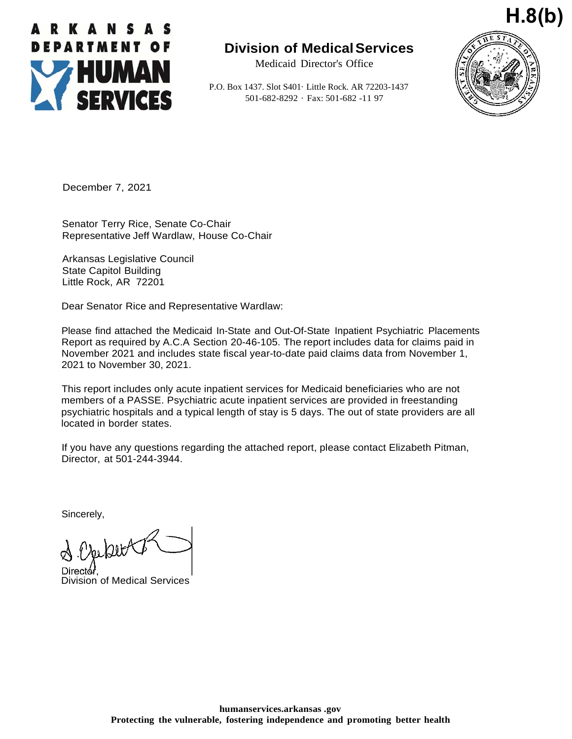**H.8(b)**

ARKANSAS DEPARTMENT OF HUMAN SERVICES

**Division of Medical Services**

Medicaid Director's Office

P.O. Box 1437. Slot S401· Little Rock. AR 72203-1437
501-682-8292 · Fax: 501-682 -11 97

December 7, 2021

Senator Terry Rice, Senate Co-Chair
Representative Jeff Wardlaw, House Co-Chair

Arkansas Legislative Council
State Capitol Building
Little Rock, AR 72201

Dear Senator Rice and Representative Wardlaw:

Please find attached the Medicaid In-State and Out-Of-State Inpatient Psychiatric Placements Report as required by A.C.A Section 20-46-105. The report includes data for claims paid in November 2021 and includes state fiscal year-to-date paid claims data from November 1, 2021 to November 30, 2021.

This report includes only acute inpatient services for Medicaid beneficiaries who are not members of a PASSE. Psychiatric acute inpatient services are provided in freestanding psychiatric hospitals and a typical length of stay is 5 days. The out of state providers are all located in border states.

If you have any questions regarding the attached report, please contact Elizabeth Pitman, Director, at 501-244-3944.

Sincerely,

Director,
Division of Medical Services

humanservices.arkansas .gov
**Protecting the vulnerable, fostering independence and promoting better health**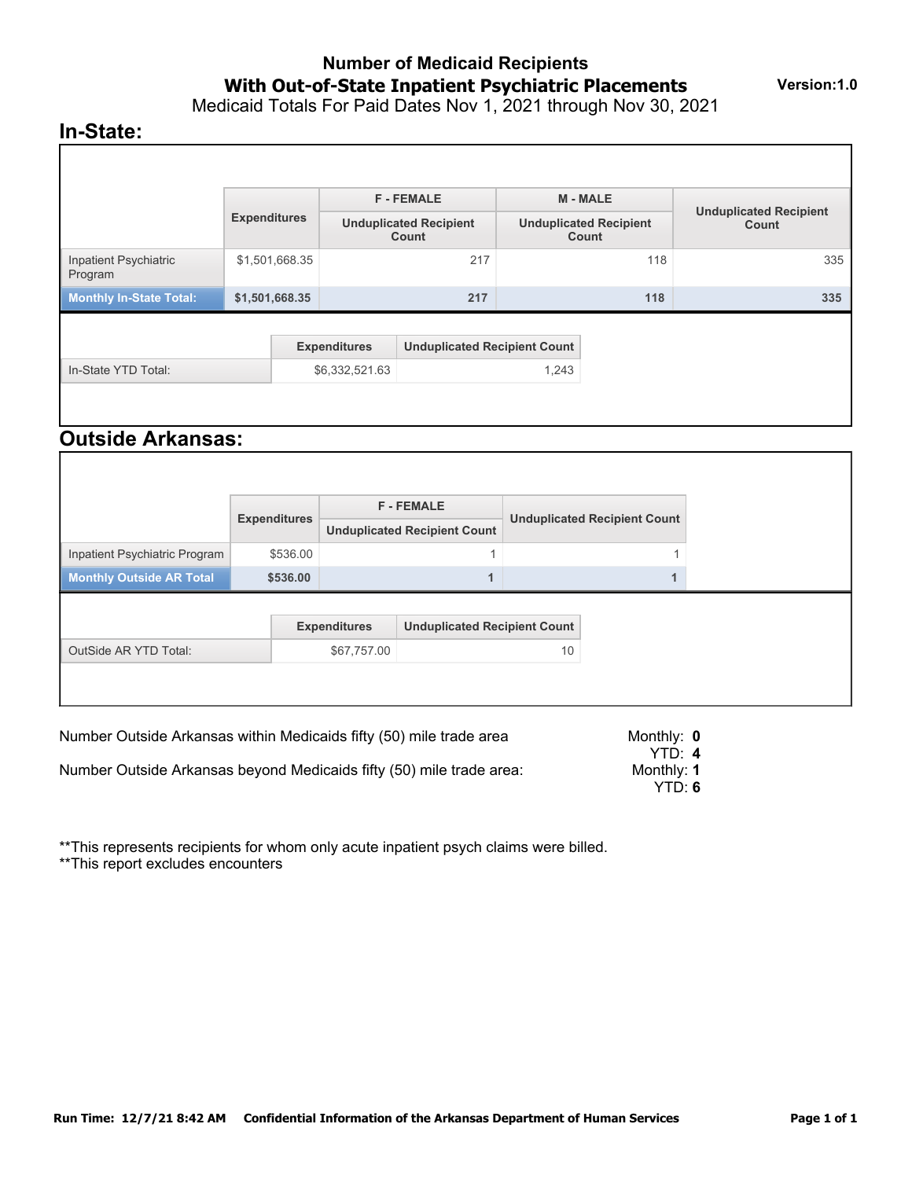# Number of Medicaid Recipients With Out-of-State Inpatient Psychiatric Placements

Version:1.0

Medicaid Totals For Paid Dates Nov 1, 2021 through Nov 30, 2021

## In-State:

| | Expenditures | F - FEMALE | M - MALE | Unduplicated Recipient Count |
|---|---|---|---|---|
| | | Unduplicated Recipient Count | Unduplicated Recipient Count | |
| Inpatient Psychiatric Program | $1,501,668.35 | 217 | 118 | 335 |
| **Monthly In-State Total:** | **$1,501,668.35** | **217** | **118** | **335** |

| | Expenditures | Unduplicated Recipient Count |
|---|---|---|
| In-State YTD Total: | $6,332,521.63 | 1,243 |

## Outside Arkansas:

| | Expenditures | F - FEMALE | Unduplicated Recipient Count |
|---|---|---|---|
| | | Unduplicated Recipient Count | |
| Inpatient Psychiatric Program | $536.00 | 1 | 1 |
| **Monthly Outside AR Total** | **$536.00** | **1** | **1** |

| | Expenditures | Unduplicated Recipient Count |
|---|---|---|
| OutSide AR YTD Total: | $67,757.00 | 10 |

Number Outside Arkansas within Medicaids fifty (50) mile trade area — Monthly: **0** YTD: **4**

Number Outside Arkansas beyond Medicaids fifty (50) mile trade area: — Monthly: **1** YTD: **6**

**This represents recipients for whom only acute inpatient psych claims were billed.

**This report excludes encounters

Run Time: 12/7/21 8:42 AM Confidential Information of the Arkansas Department of Human Services